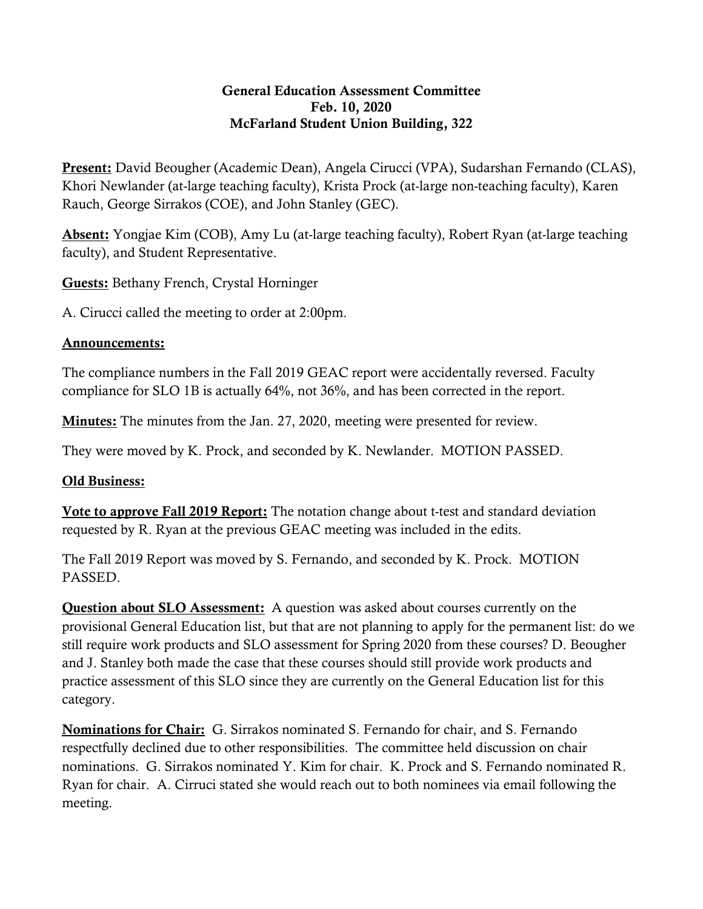**General Education Assessment Committee**
**Feb. 10, 2020**
**McFarland Student Union Building, 322**

**Present:** David Beougher (Academic Dean), Angela Cirucci (VPA), Sudarshan Fernando (CLAS), Khori Newlander (at-large teaching faculty), Krista Prock (at-large non-teaching faculty), Karen Rauch, George Sirrakos (COE), and John Stanley (GEC).

**Absent:** Yongjae Kim (COB), Amy Lu (at-large teaching faculty), Robert Ryan (at-large teaching faculty), and Student Representative.

**Guests:** Bethany French, Crystal Horninger

A. Cirucci called the meeting to order at 2:00pm.

**Announcements:**

The compliance numbers in the Fall 2019 GEAC report were accidentally reversed. Faculty compliance for SLO 1B is actually 64%, not 36%, and has been corrected in the report.

**Minutes:** The minutes from the Jan. 27, 2020, meeting were presented for review.

They were moved by K. Prock, and seconded by K. Newlander. MOTION PASSED.

**Old Business:**

**Vote to approve Fall 2019 Report:** The notation change about t-test and standard deviation requested by R. Ryan at the previous GEAC meeting was included in the edits.

The Fall 2019 Report was moved by S. Fernando, and seconded by K. Prock. MOTION PASSED.

**Question about SLO Assessment:** A question was asked about courses currently on the provisional General Education list, but that are not planning to apply for the permanent list: do we still require work products and SLO assessment for Spring 2020 from these courses? D. Beougher and J. Stanley both made the case that these courses should still provide work products and practice assessment of this SLO since they are currently on the General Education list for this category.

**Nominations for Chair:** G. Sirrakos nominated S. Fernando for chair, and S. Fernando respectfully declined due to other responsibilities. The committee held discussion on chair nominations. G. Sirrakos nominated Y. Kim for chair. K. Prock and S. Fernando nominated R. Ryan for chair. A. Cirruci stated she would reach out to both nominees via email following the meeting.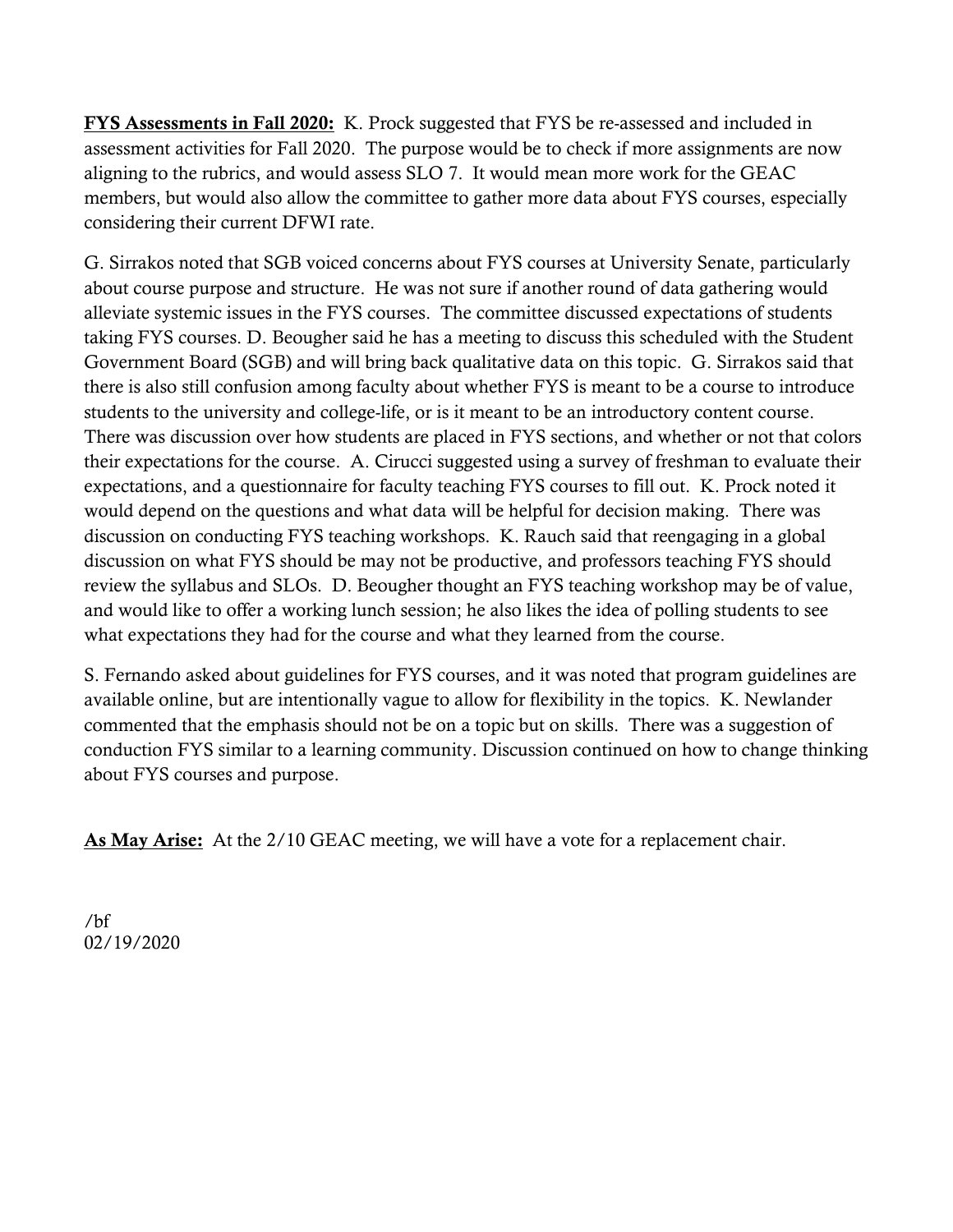**FYS Assessments in Fall 2020:** K. Prock suggested that FYS be re-assessed and included in assessment activities for Fall 2020. The purpose would be to check if more assignments are now aligning to the rubrics, and would assess SLO 7. It would mean more work for the GEAC members, but would also allow the committee to gather more data about FYS courses, especially considering their current DFWI rate.

G. Sirrakos noted that SGB voiced concerns about FYS courses at University Senate, particularly about course purpose and structure. He was not sure if another round of data gathering would alleviate systemic issues in the FYS courses. The committee discussed expectations of students taking FYS courses. D. Beougher said he has a meeting to discuss this scheduled with the Student Government Board (SGB) and will bring back qualitative data on this topic. G. Sirrakos said that there is also still confusion among faculty about whether FYS is meant to be a course to introduce students to the university and college-life, or is it meant to be an introductory content course. There was discussion over how students are placed in FYS sections, and whether or not that colors their expectations for the course. A. Cirucci suggested using a survey of freshman to evaluate their expectations, and a questionnaire for faculty teaching FYS courses to fill out. K. Prock noted it would depend on the questions and what data will be helpful for decision making. There was discussion on conducting FYS teaching workshops. K. Rauch said that reengaging in a global discussion on what FYS should be may not be productive, and professors teaching FYS should review the syllabus and SLOs. D. Beougher thought an FYS teaching workshop may be of value, and would like to offer a working lunch session; he also likes the idea of polling students to see what expectations they had for the course and what they learned from the course.

S. Fernando asked about guidelines for FYS courses, and it was noted that program guidelines are available online, but are intentionally vague to allow for flexibility in the topics. K. Newlander commented that the emphasis should not be on a topic but on skills. There was a suggestion of conduction FYS similar to a learning community. Discussion continued on how to change thinking about FYS courses and purpose.

**As May Arise:** At the 2/10 GEAC meeting, we will have a vote for a replacement chair.

/bf
02/19/2020